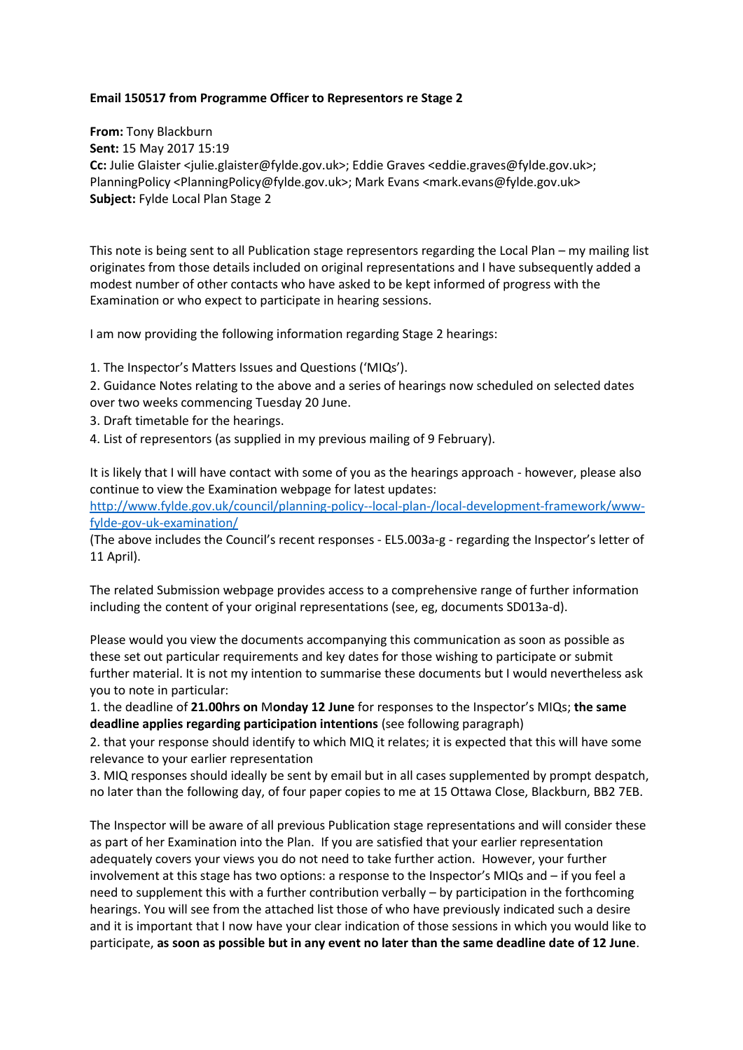**Email 150517 from Programme Officer to Representors re Stage 2**

**From:** Tony Blackburn
**Sent:** 15 May 2017 15:19
**Cc:** Julie Glaister <julie.glaister@fylde.gov.uk>; Eddie Graves <eddie.graves@fylde.gov.uk>; PlanningPolicy <PlanningPolicy@fylde.gov.uk>; Mark Evans <mark.evans@fylde.gov.uk>
**Subject:** Fylde Local Plan Stage 2

This note is being sent to all Publication stage representors regarding the Local Plan – my mailing list originates from those details included on original representations and I have subsequently added a modest number of other contacts who have asked to be kept informed of progress with the Examination or who expect to participate in hearing sessions.

I am now providing the following information regarding Stage 2 hearings:

1. The Inspector's Matters Issues and Questions ('MIQs').
2. Guidance Notes relating to the above and a series of hearings now scheduled on selected dates over two weeks commencing Tuesday 20 June.
3. Draft timetable for the hearings.
4. List of representors (as supplied in my previous mailing of 9 February).

It is likely that I will have contact with some of you as the hearings approach - however, please also continue to view the Examination webpage for latest updates:
[http://www.fylde.gov.uk/council/planning-policy--local-plan-/local-development-framework/www-fylde-gov-uk-examination/](http://www.fylde.gov.uk/council/planning-policy--local-plan-/local-development-framework/www-fylde-gov-uk-examination/)
(The above includes the Council's recent responses - EL5.003a-g - regarding the Inspector's letter of 11 April).

The related Submission webpage provides access to a comprehensive range of further information including the content of your original representations (see, eg, documents SD013a-d).

Please would you view the documents accompanying this communication as soon as possible as these set out particular requirements and key dates for those wishing to participate or submit further material. It is not my intention to summarise these documents but I would nevertheless ask you to note in particular:
1. the deadline of **21.00hrs on** M**onday 12 June** for responses to the Inspector's MIQs; **the same deadline applies regarding participation intentions** (see following paragraph)
2. that your response should identify to which MIQ it relates; it is expected that this will have some relevance to your earlier representation
3. MIQ responses should ideally be sent by email but in all cases supplemented by prompt despatch, no later than the following day, of four paper copies to me at 15 Ottawa Close, Blackburn, BB2 7EB.

The Inspector will be aware of all previous Publication stage representations and will consider these as part of her Examination into the Plan. If you are satisfied that your earlier representation adequately covers your views you do not need to take further action. However, your further involvement at this stage has two options: a response to the Inspector's MIQs and – if you feel a need to supplement this with a further contribution verbally – by participation in the forthcoming hearings. You will see from the attached list those of who have previously indicated such a desire and it is important that I now have your clear indication of those sessions in which you would like to participate, **as soon as possible but in any event no later than the same deadline date of 12 June**.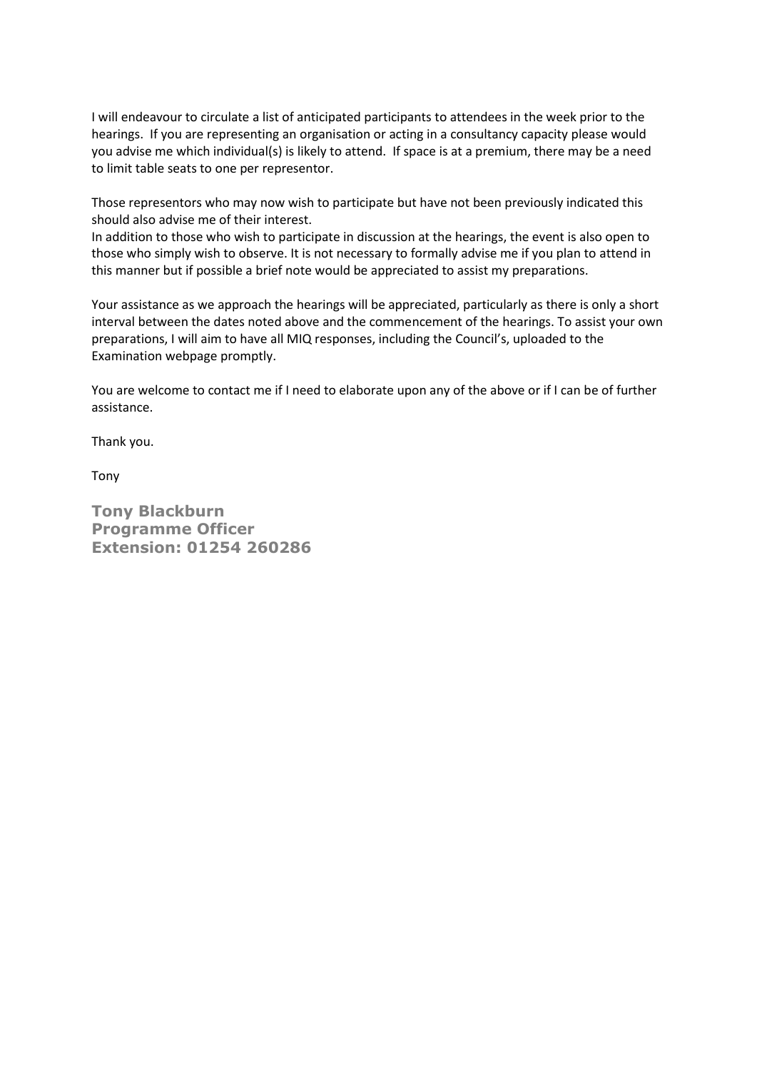I will endeavour to circulate a list of anticipated participants to attendees in the week prior to the hearings. If you are representing an organisation or acting in a consultancy capacity please would you advise me which individual(s) is likely to attend. If space is at a premium, there may be a need to limit table seats to one per representor.

Those representors who may now wish to participate but have not been previously indicated this should also advise me of their interest.
In addition to those who wish to participate in discussion at the hearings, the event is also open to those who simply wish to observe. It is not necessary to formally advise me if you plan to attend in this manner but if possible a brief note would be appreciated to assist my preparations.

Your assistance as we approach the hearings will be appreciated, particularly as there is only a short interval between the dates noted above and the commencement of the hearings. To assist your own preparations, I will aim to have all MIQ responses, including the Council's, uploaded to the Examination webpage promptly.

You are welcome to contact me if I need to elaborate upon any of the above or if I can be of further assistance.

Thank you.

Tony

**Tony Blackburn**
**Programme Officer**
**Extension: 01254 260286**